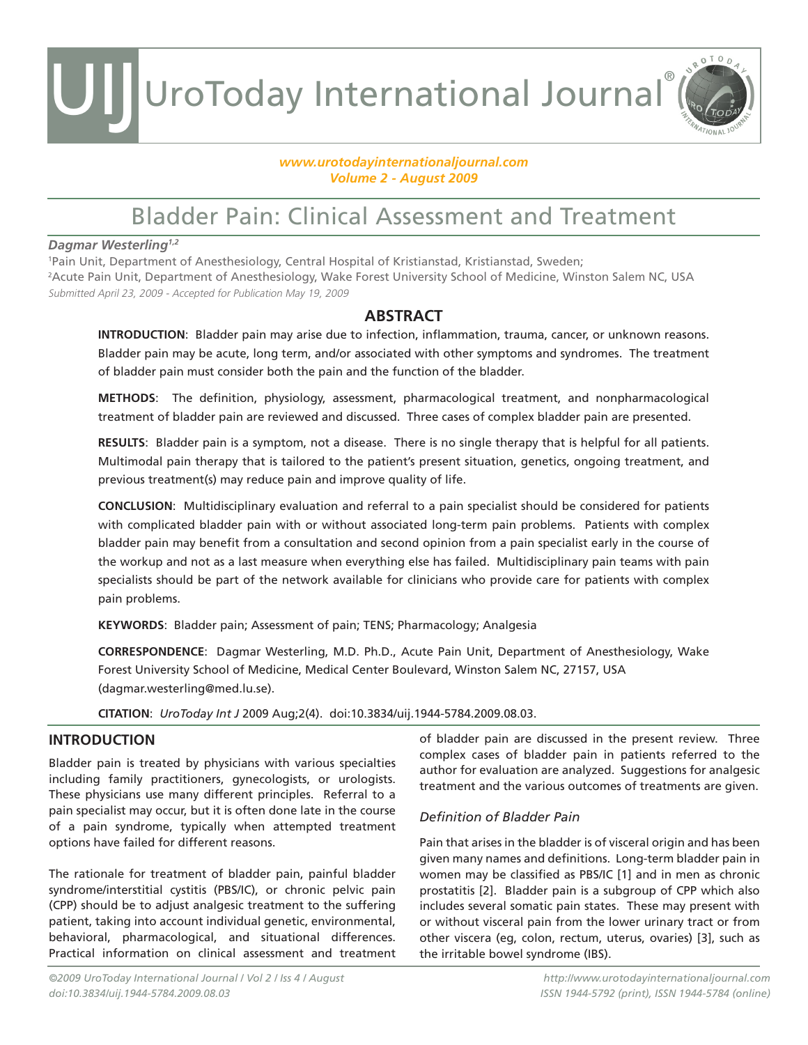# Bladder Pain: Clinical Assessment and Treatment

***Dagmar Westerling[1,2]***

[1]Pain Unit, Department of Anesthesiology, Central Hospital of Kristianstad, Kristianstad, Sweden;
[2]Acute Pain Unit, Department of Anesthesiology, Wake Forest University School of Medicine, Winston Salem NC, USA

*Submitted April 23, 2009 - Accepted for Publication May 19, 2009*

## ABSTRACT

**INTRODUCTION**: Bladder pain may arise due to infection, inflammation, trauma, cancer, or unknown reasons. Bladder pain may be acute, long term, and/or associated with other symptoms and syndromes. The treatment of bladder pain must consider both the pain and the function of the bladder.

**METHODS**: The definition, physiology, assessment, pharmacological treatment, and nonpharmacological treatment of bladder pain are reviewed and discussed. Three cases of complex bladder pain are presented.

**RESULTS**: Bladder pain is a symptom, not a disease. There is no single therapy that is helpful for all patients. Multimodal pain therapy that is tailored to the patient's present situation, genetics, ongoing treatment, and previous treatment(s) may reduce pain and improve quality of life.

**CONCLUSION**: Multidisciplinary evaluation and referral to a pain specialist should be considered for patients with complicated bladder pain with or without associated long-term pain problems. Patients with complex bladder pain may benefit from a consultation and second opinion from a pain specialist early in the course of the workup and not as a last measure when everything else has failed. Multidisciplinary pain teams with pain specialists should be part of the network available for clinicians who provide care for patients with complex pain problems.

**KEYWORDS**: Bladder pain; Assessment of pain; TENS; Pharmacology; Analgesia

**CORRESPONDENCE**: Dagmar Westerling, M.D. Ph.D., Acute Pain Unit, Department of Anesthesiology, Wake Forest University School of Medicine, Medical Center Boulevard, Winston Salem NC, 27157, USA (dagmar.westerling@med.lu.se).

**CITATION**: *UroToday Int J* 2009 Aug;2(4). doi:10.3834/uij.1944-5784.2009.08.03.

## INTRODUCTION

Bladder pain is treated by physicians with various specialties including family practitioners, gynecologists, or urologists. These physicians use many different principles. Referral to a pain specialist may occur, but it is often done late in the course of a pain syndrome, typically when attempted treatment options have failed for different reasons.

The rationale for treatment of bladder pain, painful bladder syndrome/interstitial cystitis (PBS/IC), or chronic pelvic pain (CPP) should be to adjust analgesic treatment to the suffering patient, taking into account individual genetic, environmental, behavioral, pharmacological, and situational differences. Practical information on clinical assessment and treatment of bladder pain are discussed in the present review. Three complex cases of bladder pain in patients referred to the author for evaluation are analyzed. Suggestions for analgesic treatment and the various outcomes of treatments are given.

### *Definition of Bladder Pain*

Pain that arises in the bladder is of visceral origin and has been given many names and definitions. Long-term bladder pain in women may be classified as PBS/IC [1] and in men as chronic prostatitis [2]. Bladder pain is a subgroup of CPP which also includes several somatic pain states. These may present with or without visceral pain from the lower urinary tract or from other viscera (eg, colon, rectum, uterus, ovaries) [3], such as the irritable bowel syndrome (IBS).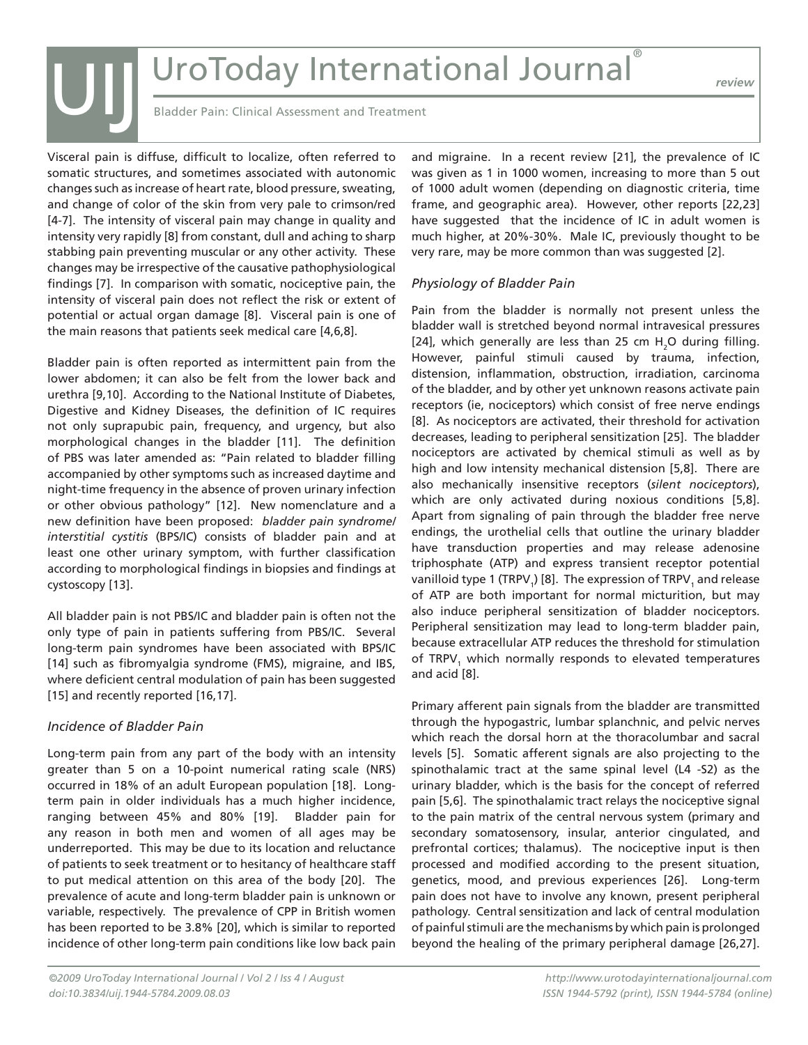Visceral pain is diffuse, difficult to localize, often referred to somatic structures, and sometimes associated with autonomic changes such as increase of heart rate, blood pressure, sweating, and change of color of the skin from very pale to crimson/red [4-7]. The intensity of visceral pain may change in quality and intensity very rapidly [8] from constant, dull and aching to sharp stabbing pain preventing muscular or any other activity. These changes may be irrespective of the causative pathophysiological findings [7]. In comparison with somatic, nociceptive pain, the intensity of visceral pain does not reflect the risk or extent of potential or actual organ damage [8]. Visceral pain is one of the main reasons that patients seek medical care [4,6,8].

Bladder pain is often reported as intermittent pain from the lower abdomen; it can also be felt from the lower back and urethra [9,10]. According to the National Institute of Diabetes, Digestive and Kidney Diseases, the definition of IC requires not only suprapubic pain, frequency, and urgency, but also morphological changes in the bladder [11]. The definition of PBS was later amended as: "Pain related to bladder filling accompanied by other symptoms such as increased daytime and night-time frequency in the absence of proven urinary infection or other obvious pathology" [12]. New nomenclature and a new definition have been proposed: *bladder pain syndrome/ interstitial cystitis* (BPS/IC) consists of bladder pain and at least one other urinary symptom, with further classification according to morphological findings in biopsies and findings at cystoscopy [13].

All bladder pain is not PBS/IC and bladder pain is often not the only type of pain in patients suffering from PBS/IC. Several long-term pain syndromes have been associated with BPS/IC [14] such as fibromyalgia syndrome (FMS), migraine, and IBS, where deficient central modulation of pain has been suggested [15] and recently reported [16,17].

### *Incidence of Bladder Pain*

Long-term pain from any part of the body with an intensity greater than 5 on a 10-point numerical rating scale (NRS) occurred in 18% of an adult European population [18]. Long-term pain in older individuals has a much higher incidence, ranging between 45% and 80% [19]. Bladder pain for any reason in both men and women of all ages may be underreported. This may be due to its location and reluctance of patients to seek treatment or to hesitancy of healthcare staff to put medical attention on this area of the body [20]. The prevalence of acute and long-term bladder pain is unknown or variable, respectively. The prevalence of CPP in British women has been reported to be 3.8% [20], which is similar to reported incidence of other long-term pain conditions like low back pain and migraine. In a recent review [21], the prevalence of IC was given as 1 in 1000 women, increasing to more than 5 out of 1000 adult women (depending on diagnostic criteria, time frame, and geographic area). However, other reports [22,23] have suggested that the incidence of IC in adult women is much higher, at 20%-30%. Male IC, previously thought to be very rare, may be more common than was suggested [2].

### *Physiology of Bladder Pain*

Pain from the bladder is normally not present unless the bladder wall is stretched beyond normal intravesical pressures [24], which generally are less than 25 cm $H_2O$ during filling. However, painful stimuli caused by trauma, infection, distension, inflammation, obstruction, irradiation, carcinoma of the bladder, and by other yet unknown reasons activate pain receptors (ie, nociceptors) which consist of free nerve endings [8]. As nociceptors are activated, their threshold for activation decreases, leading to peripheral sensitization [25]. The bladder nociceptors are activated by chemical stimuli as well as by high and low intensity mechanical distension [5,8]. There are also mechanically insensitive receptors (*silent nociceptors*), which are only activated during noxious conditions [5,8]. Apart from signaling of pain through the bladder free nerve endings, the urothelial cells that outline the urinary bladder have transduction properties and may release adenosine triphosphate (ATP) and express transient receptor potential vanilloid type 1 ($TRPV_1$) [8]. The expression of $TRPV_1$ and release of ATP are both important for normal micturition, but may also induce peripheral sensitization of bladder nociceptors. Peripheral sensitization may lead to long-term bladder pain, because extracellular ATP reduces the threshold for stimulation of $TRPV_1$ which normally responds to elevated temperatures and acid [8].

Primary afferent pain signals from the bladder are transmitted through the hypogastric, lumbar splanchnic, and pelvic nerves which reach the dorsal horn at the thoracolumbar and sacral levels [5]. Somatic afferent signals are also projecting to the spinothalamic tract at the same spinal level (L4 -S2) as the urinary bladder, which is the basis for the concept of referred pain [5,6]. The spinothalamic tract relays the nociceptive signal to the pain matrix of the central nervous system (primary and secondary somatosensory, insular, anterior cingulated, and prefrontal cortices; thalamus). The nociceptive input is then processed and modified according to the present situation, genetics, mood, and previous experiences [26]. Long-term pain does not have to involve any known, present peripheral pathology. Central sensitization and lack of central modulation of painful stimuli are the mechanisms by which pain is prolonged beyond the healing of the primary peripheral damage [26,27].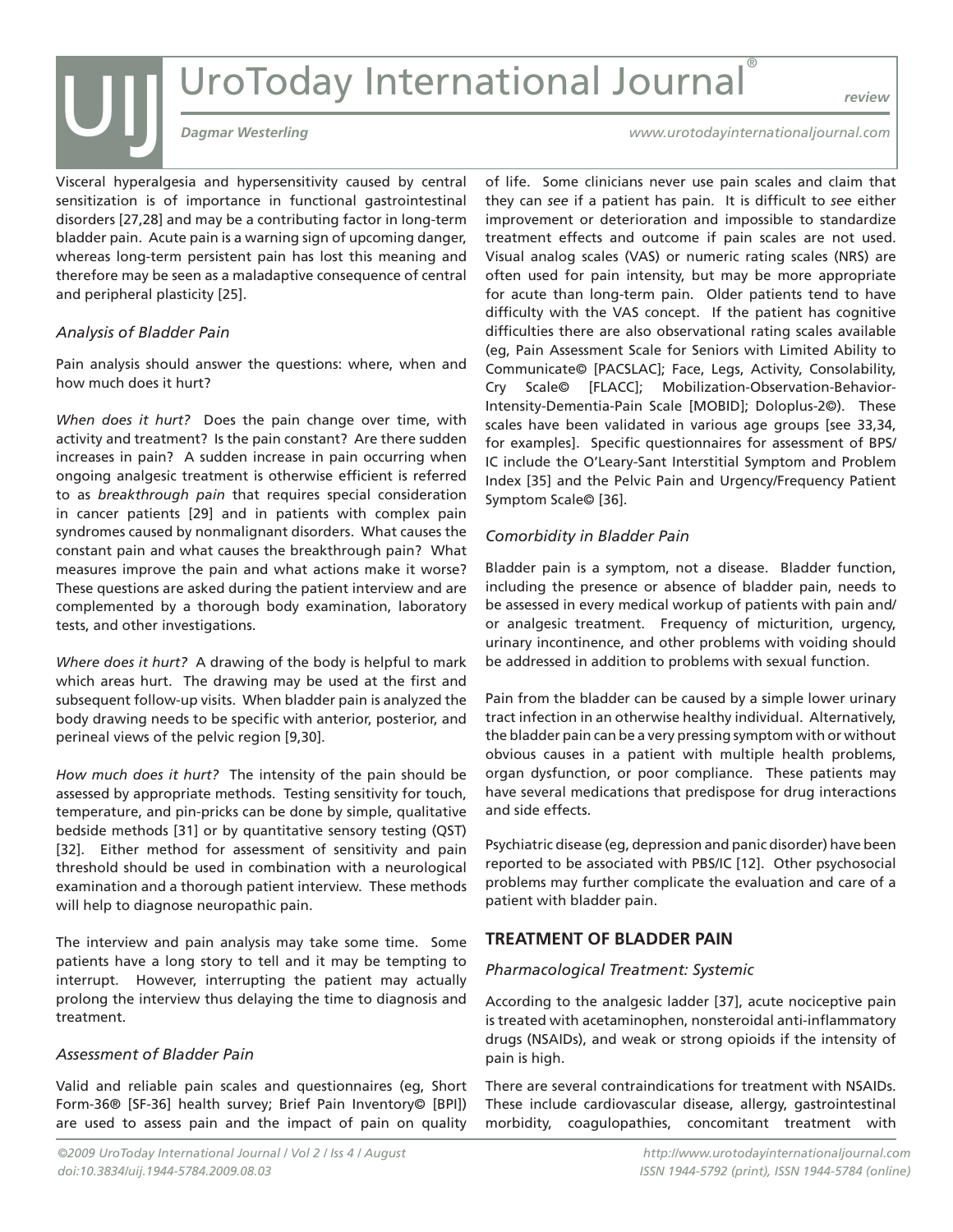Visceral hyperalgesia and hypersensitivity caused by central sensitization is of importance in functional gastrointestinal disorders [27,28] and may be a contributing factor in long-term bladder pain. Acute pain is a warning sign of upcoming danger, whereas long-term persistent pain has lost this meaning and therefore may be seen as a maladaptive consequence of central and peripheral plasticity [25].

### *Analysis of Bladder Pain*

Pain analysis should answer the questions: where, when and how much does it hurt?

*When does it hurt?* Does the pain change over time, with activity and treatment? Is the pain constant? Are there sudden increases in pain? A sudden increase in pain occurring when ongoing analgesic treatment is otherwise efficient is referred to as *breakthrough pain* that requires special consideration in cancer patients [29] and in patients with complex pain syndromes caused by nonmalignant disorders. What causes the constant pain and what causes the breakthrough pain? What measures improve the pain and what actions make it worse? These questions are asked during the patient interview and are complemented by a thorough body examination, laboratory tests, and other investigations.

*Where does it hurt?* A drawing of the body is helpful to mark which areas hurt. The drawing may be used at the first and subsequent follow-up visits. When bladder pain is analyzed the body drawing needs to be specific with anterior, posterior, and perineal views of the pelvic region [9,30].

*How much does it hurt?* The intensity of the pain should be assessed by appropriate methods. Testing sensitivity for touch, temperature, and pin-pricks can be done by simple, qualitative bedside methods [31] or by quantitative sensory testing (QST) [32]. Either method for assessment of sensitivity and pain threshold should be used in combination with a neurological examination and a thorough patient interview. These methods will help to diagnose neuropathic pain.

The interview and pain analysis may take some time. Some patients have a long story to tell and it may be tempting to interrupt. However, interrupting the patient may actually prolong the interview thus delaying the time to diagnosis and treatment.

### *Assessment of Bladder Pain*

Valid and reliable pain scales and questionnaires (eg, Short Form-36® [SF-36] health survey; Brief Pain Inventory© [BPI]) are used to assess pain and the impact of pain on quality of life. Some clinicians never use pain scales and claim that they can *see* if a patient has pain. It is difficult to *see* either improvement or deterioration and impossible to standardize treatment effects and outcome if pain scales are not used. Visual analog scales (VAS) or numeric rating scales (NRS) are often used for pain intensity, but may be more appropriate for acute than long-term pain. Older patients tend to have difficulty with the VAS concept. If the patient has cognitive difficulties there are also observational rating scales available (eg, Pain Assessment Scale for Seniors with Limited Ability to Communicate© [PACSLAC]; Face, Legs, Activity, Consolability, Cry Scale© [FLACC]; Mobilization-Observation-Behavior-Intensity-Dementia-Pain Scale [MOBID]; Doloplus-2©). These scales have been validated in various age groups [see 33,34, for examples]. Specific questionnaires for assessment of BPS/IC include the O'Leary-Sant Interstitial Symptom and Problem Index [35] and the Pelvic Pain and Urgency/Frequency Patient Symptom Scale© [36].

### *Comorbidity in Bladder Pain*

Bladder pain is a symptom, not a disease. Bladder function, including the presence or absence of bladder pain, needs to be assessed in every medical workup of patients with pain and/or analgesic treatment. Frequency of micturition, urgency, urinary incontinence, and other problems with voiding should be addressed in addition to problems with sexual function.

Pain from the bladder can be caused by a simple lower urinary tract infection in an otherwise healthy individual. Alternatively, the bladder pain can be a very pressing symptom with or without obvious causes in a patient with multiple health problems, organ dysfunction, or poor compliance. These patients may have several medications that predispose for drug interactions and side effects.

Psychiatric disease (eg, depression and panic disorder) have been reported to be associated with PBS/IC [12]. Other psychosocial problems may further complicate the evaluation and care of a patient with bladder pain.

## TREATMENT OF BLADDER PAIN

### *Pharmacological Treatment: Systemic*

According to the analgesic ladder [37], acute nociceptive pain is treated with acetaminophen, nonsteroidal anti-inflammatory drugs (NSAIDs), and weak or strong opioids if the intensity of pain is high.

There are several contraindications for treatment with NSAIDs. These include cardiovascular disease, allergy, gastrointestinal morbidity, coagulopathies, concomitant treatment with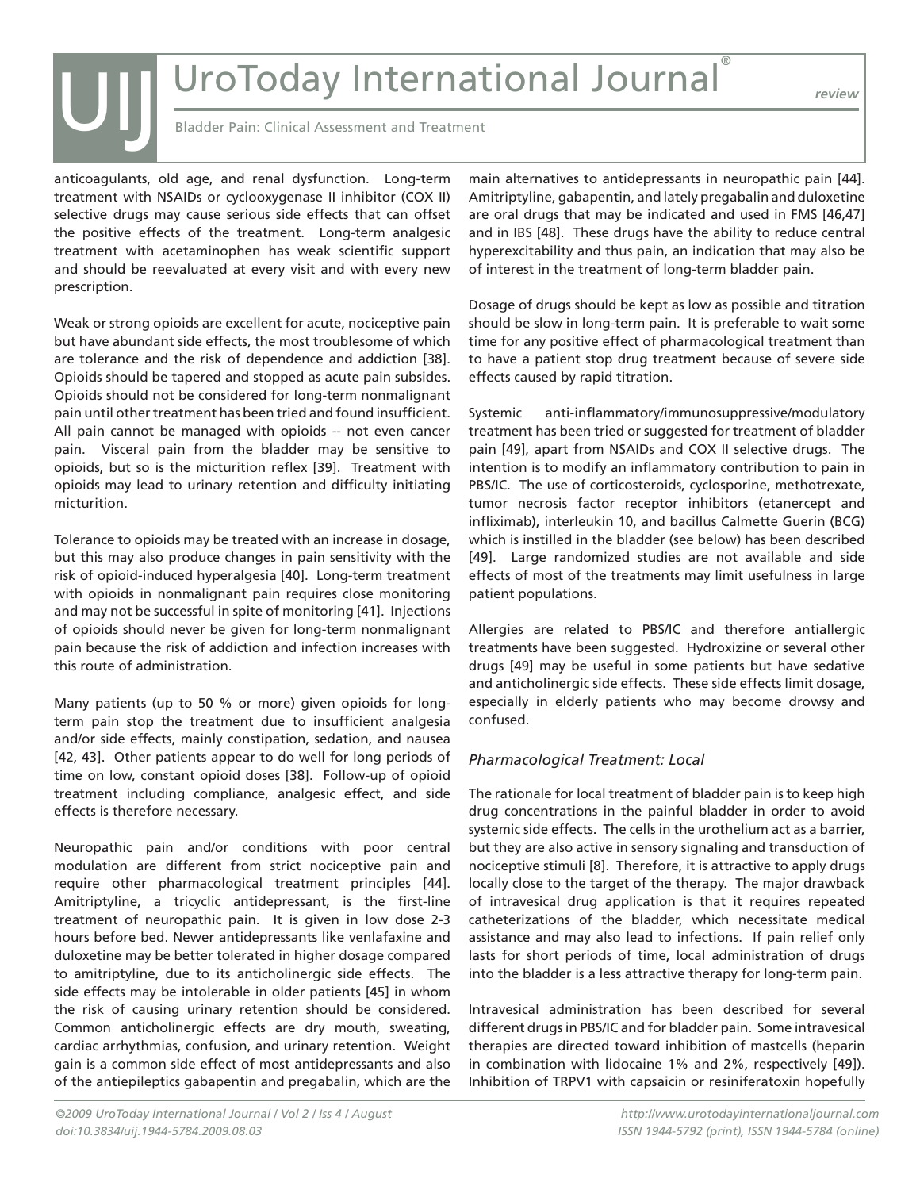anticoagulants, old age, and renal dysfunction. Long-term treatment with NSAIDs or cyclooxygenase II inhibitor (COX II) selective drugs may cause serious side effects that can offset the positive effects of the treatment. Long-term analgesic treatment with acetaminophen has weak scientific support and should be reevaluated at every visit and with every new prescription.

Weak or strong opioids are excellent for acute, nociceptive pain but have abundant side effects, the most troublesome of which are tolerance and the risk of dependence and addiction [38]. Opioids should be tapered and stopped as acute pain subsides. Opioids should not be considered for long-term nonmalignant pain until other treatment has been tried and found insufficient. All pain cannot be managed with opioids -- not even cancer pain. Visceral pain from the bladder may be sensitive to opioids, but so is the micturition reflex [39]. Treatment with opioids may lead to urinary retention and difficulty initiating micturition.

Tolerance to opioids may be treated with an increase in dosage, but this may also produce changes in pain sensitivity with the risk of opioid-induced hyperalgesia [40]. Long-term treatment with opioids in nonmalignant pain requires close monitoring and may not be successful in spite of monitoring [41]. Injections of opioids should never be given for long-term nonmalignant pain because the risk of addiction and infection increases with this route of administration.

Many patients (up to 50 % or more) given opioids for long-term pain stop the treatment due to insufficient analgesia and/or side effects, mainly constipation, sedation, and nausea [42, 43]. Other patients appear to do well for long periods of time on low, constant opioid doses [38]. Follow-up of opioid treatment including compliance, analgesic effect, and side effects is therefore necessary.

Neuropathic pain and/or conditions with poor central modulation are different from strict nociceptive pain and require other pharmacological treatment principles [44]. Amitriptyline, a tricyclic antidepressant, is the first-line treatment of neuropathic pain. It is given in low dose 2-3 hours before bed. Newer antidepressants like venlafaxine and duloxetine may be better tolerated in higher dosage compared to amitriptyline, due to its anticholinergic side effects. The side effects may be intolerable in older patients [45] in whom the risk of causing urinary retention should be considered. Common anticholinergic effects are dry mouth, sweating, cardiac arrhythmias, confusion, and urinary retention. Weight gain is a common side effect of most antidepressants and also of the antiepileptics gabapentin and pregabalin, which are the main alternatives to antidepressants in neuropathic pain [44]. Amitriptyline, gabapentin, and lately pregabalin and duloxetine are oral drugs that may be indicated and used in FMS [46,47] and in IBS [48]. These drugs have the ability to reduce central hyperexcitability and thus pain, an indication that may also be of interest in the treatment of long-term bladder pain.

Dosage of drugs should be kept as low as possible and titration should be slow in long-term pain. It is preferable to wait some time for any positive effect of pharmacological treatment than to have a patient stop drug treatment because of severe side effects caused by rapid titration.

Systemic anti-inflammatory/immunosuppressive/modulatory treatment has been tried or suggested for treatment of bladder pain [49], apart from NSAIDs and COX II selective drugs. The intention is to modify an inflammatory contribution to pain in PBS/IC. The use of corticosteroids, cyclosporine, methotrexate, tumor necrosis factor receptor inhibitors (etanercept and infliximab), interleukin 10, and bacillus Calmette Guerin (BCG) which is instilled in the bladder (see below) has been described [49]. Large randomized studies are not available and side effects of most of the treatments may limit usefulness in large patient populations.

Allergies are related to PBS/IC and therefore antiallergic treatments have been suggested. Hydroxizine or several other drugs [49] may be useful in some patients but have sedative and anticholinergic side effects. These side effects limit dosage, especially in elderly patients who may become drowsy and confused.

### *Pharmacological Treatment: Local*

The rationale for local treatment of bladder pain is to keep high drug concentrations in the painful bladder in order to avoid systemic side effects. The cells in the urothelium act as a barrier, but they are also active in sensory signaling and transduction of nociceptive stimuli [8]. Therefore, it is attractive to apply drugs locally close to the target of the therapy. The major drawback of intravesical drug application is that it requires repeated catheterizations of the bladder, which necessitate medical assistance and may also lead to infections. If pain relief only lasts for short periods of time, local administration of drugs into the bladder is a less attractive therapy for long-term pain.

Intravesical administration has been described for several different drugs in PBS/IC and for bladder pain. Some intravesical therapies are directed toward inhibition of mastcells (heparin in combination with lidocaine 1% and 2%, respectively [49]). Inhibition of TRPV1 with capsaicin or resiniferatoxin hopefully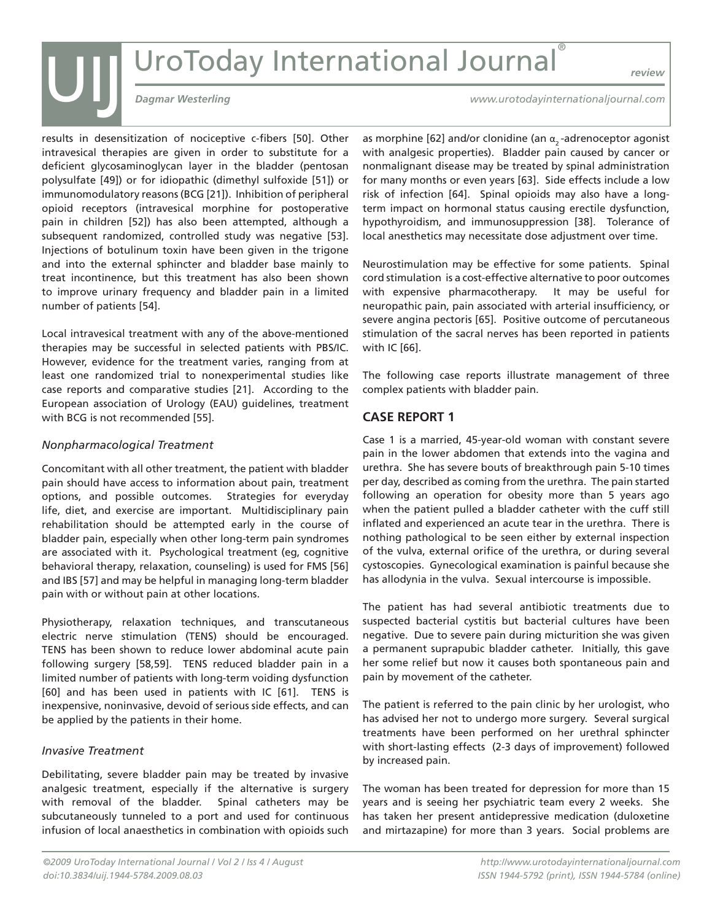results in desensitization of nociceptive c-fibers [50]. Other intravesical therapies are given in order to substitute for a deficient glycosaminoglycan layer in the bladder (pentosan polysulfate [49]) or for idiopathic (dimethyl sulfoxide [51]) or immunomodulatory reasons (BCG [21]). Inhibition of peripheral opioid receptors (intravesical morphine for postoperative pain in children [52]) has also been attempted, although a subsequent randomized, controlled study was negative [53]. Injections of botulinum toxin have been given in the trigone and into the external sphincter and bladder base mainly to treat incontinence, but this treatment has also been shown to improve urinary frequency and bladder pain in a limited number of patients [54].

Local intravesical treatment with any of the above-mentioned therapies may be successful in selected patients with PBS/IC. However, evidence for the treatment varies, ranging from at least one randomized trial to nonexperimental studies like case reports and comparative studies [21]. According to the European association of Urology (EAU) guidelines, treatment with BCG is not recommended [55].

### *Nonpharmacological Treatment*

Concomitant with all other treatment, the patient with bladder pain should have access to information about pain, treatment options, and possible outcomes. Strategies for everyday life, diet, and exercise are important. Multidisciplinary pain rehabilitation should be attempted early in the course of bladder pain, especially when other long-term pain syndromes are associated with it. Psychological treatment (eg, cognitive behavioral therapy, relaxation, counseling) is used for FMS [56] and IBS [57] and may be helpful in managing long-term bladder pain with or without pain at other locations.

Physiotherapy, relaxation techniques, and transcutaneous electric nerve stimulation (TENS) should be encouraged. TENS has been shown to reduce lower abdominal acute pain following surgery [58,59]. TENS reduced bladder pain in a limited number of patients with long-term voiding dysfunction [60] and has been used in patients with IC [61]. TENS is inexpensive, noninvasive, devoid of serious side effects, and can be applied by the patients in their home.

### *Invasive Treatment*

Debilitating, severe bladder pain may be treated by invasive analgesic treatment, especially if the alternative is surgery with removal of the bladder. Spinal catheters may be subcutaneously tunneled to a port and used for continuous infusion of local anaesthetics in combination with opioids such as morphine [62] and/or clonidine (an $\alpha_2$-adrenoceptor agonist with analgesic properties). Bladder pain caused by cancer or nonmalignant disease may be treated by spinal administration for many months or even years [63]. Side effects include a low risk of infection [64]. Spinal opioids may also have a long-term impact on hormonal status causing erectile dysfunction, hypothyroidism, and immunosuppression [38]. Tolerance of local anesthetics may necessitate dose adjustment over time.

Neurostimulation may be effective for some patients. Spinal cord stimulation is a cost-effective alternative to poor outcomes with expensive pharmacotherapy. It may be useful for neuropathic pain, pain associated with arterial insufficiency, or severe angina pectoris [65]. Positive outcome of percutaneous stimulation of the sacral nerves has been reported in patients with IC [66].

The following case reports illustrate management of three complex patients with bladder pain.

## CASE REPORT 1

Case 1 is a married, 45-year-old woman with constant severe pain in the lower abdomen that extends into the vagina and urethra. She has severe bouts of breakthrough pain 5-10 times per day, described as coming from the urethra. The pain started following an operation for obesity more than 5 years ago when the patient pulled a bladder catheter with the cuff still inflated and experienced an acute tear in the urethra. There is nothing pathological to be seen either by external inspection of the vulva, external orifice of the urethra, or during several cystoscopies. Gynecological examination is painful because she has allodynia in the vulva. Sexual intercourse is impossible.

The patient has had several antibiotic treatments due to suspected bacterial cystitis but bacterial cultures have been negative. Due to severe pain during micturition she was given a permanent suprapubic bladder catheter. Initially, this gave her some relief but now it causes both spontaneous pain and pain by movement of the catheter.

The patient is referred to the pain clinic by her urologist, who has advised her not to undergo more surgery. Several surgical treatments have been performed on her urethral sphincter with short-lasting effects (2-3 days of improvement) followed by increased pain.

The woman has been treated for depression for more than 15 years and is seeing her psychiatric team every 2 weeks. She has taken her present antidepressive medication (duloxetine and mirtazapine) for more than 3 years. Social problems are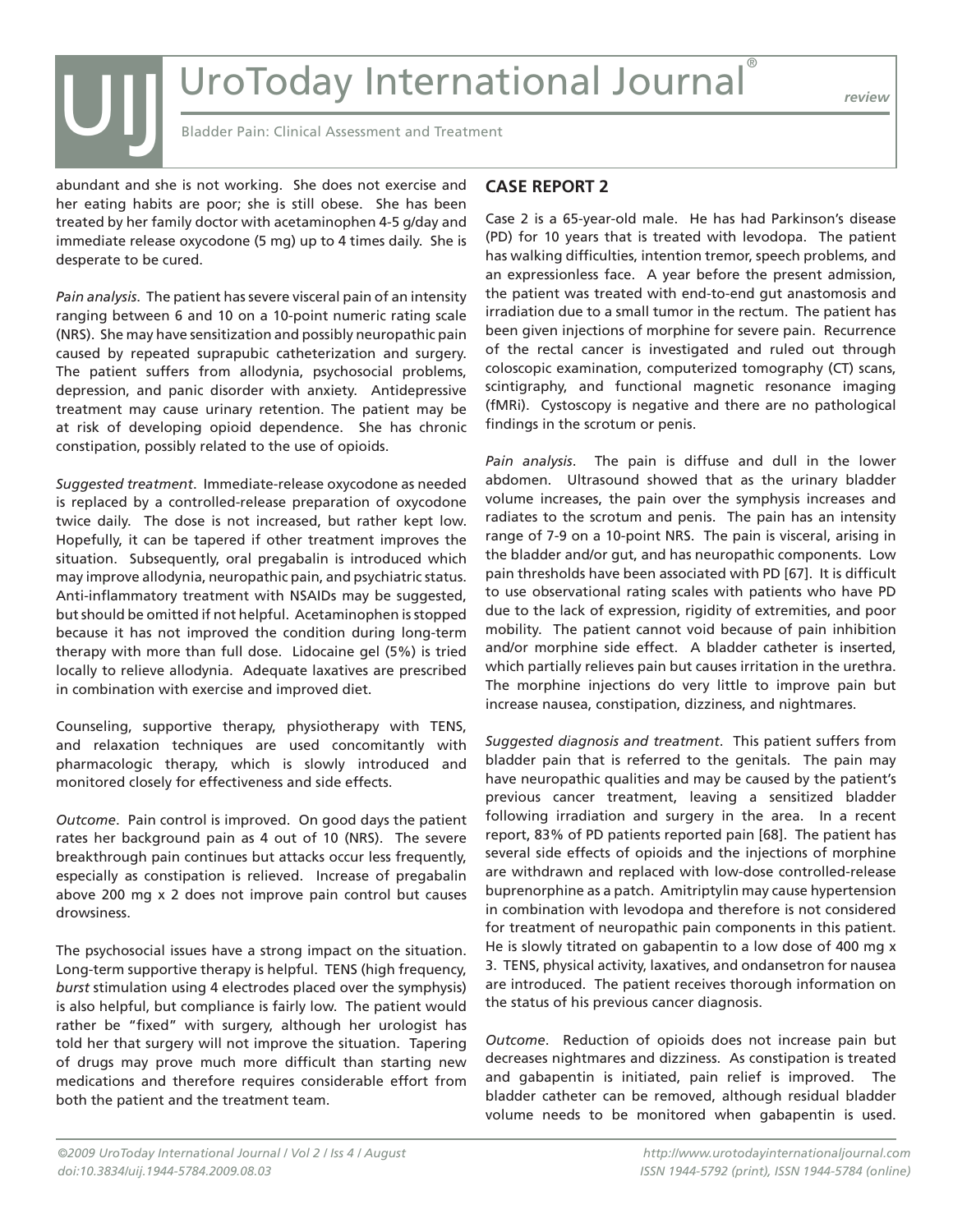abundant and she is not working. She does not exercise and her eating habits are poor; she is still obese. She has been treated by her family doctor with acetaminophen 4-5 g/day and immediate release oxycodone (5 mg) up to 4 times daily. She is desperate to be cured.

*Pain analysis*. The patient has severe visceral pain of an intensity ranging between 6 and 10 on a 10-point numeric rating scale (NRS). She may have sensitization and possibly neuropathic pain caused by repeated suprapubic catheterization and surgery. The patient suffers from allodynia, psychosocial problems, depression, and panic disorder with anxiety. Antidepressive treatment may cause urinary retention. The patient may be at risk of developing opioid dependence. She has chronic constipation, possibly related to the use of opioids.

*Suggested treatment*. Immediate-release oxycodone as needed is replaced by a controlled-release preparation of oxycodone twice daily. The dose is not increased, but rather kept low. Hopefully, it can be tapered if other treatment improves the situation. Subsequently, oral pregabalin is introduced which may improve allodynia, neuropathic pain, and psychiatric status. Anti-inflammatory treatment with NSAIDs may be suggested, but should be omitted if not helpful. Acetaminophen is stopped because it has not improved the condition during long-term therapy with more than full dose. Lidocaine gel (5%) is tried locally to relieve allodynia. Adequate laxatives are prescribed in combination with exercise and improved diet.

Counseling, supportive therapy, physiotherapy with TENS, and relaxation techniques are used concomitantly with pharmacologic therapy, which is slowly introduced and monitored closely for effectiveness and side effects.

*Outcome*. Pain control is improved. On good days the patient rates her background pain as 4 out of 10 (NRS). The severe breakthrough pain continues but attacks occur less frequently, especially as constipation is relieved. Increase of pregabalin above 200 mg x 2 does not improve pain control but causes drowsiness.

The psychosocial issues have a strong impact on the situation. Long-term supportive therapy is helpful. TENS (high frequency, *burst* stimulation using 4 electrodes placed over the symphysis) is also helpful, but compliance is fairly low. The patient would rather be "fixed" with surgery, although her urologist has told her that surgery will not improve the situation. Tapering of drugs may prove much more difficult than starting new medications and therefore requires considerable effort from both the patient and the treatment team.

## CASE REPORT 2

Case 2 is a 65-year-old male. He has had Parkinson's disease (PD) for 10 years that is treated with levodopa. The patient has walking difficulties, intention tremor, speech problems, and an expressionless face. A year before the present admission, the patient was treated with end-to-end gut anastomosis and irradiation due to a small tumor in the rectum. The patient has been given injections of morphine for severe pain. Recurrence of the rectal cancer is investigated and ruled out through coloscopic examination, computerized tomography (CT) scans, scintigraphy, and functional magnetic resonance imaging (fMRi). Cystoscopy is negative and there are no pathological findings in the scrotum or penis.

*Pain analysis*. The pain is diffuse and dull in the lower abdomen. Ultrasound showed that as the urinary bladder volume increases, the pain over the symphysis increases and radiates to the scrotum and penis. The pain has an intensity range of 7-9 on a 10-point NRS. The pain is visceral, arising in the bladder and/or gut, and has neuropathic components. Low pain thresholds have been associated with PD [67]. It is difficult to use observational rating scales with patients who have PD due to the lack of expression, rigidity of extremities, and poor mobility. The patient cannot void because of pain inhibition and/or morphine side effect. A bladder catheter is inserted, which partially relieves pain but causes irritation in the urethra. The morphine injections do very little to improve pain but increase nausea, constipation, dizziness, and nightmares.

*Suggested diagnosis and treatment*. This patient suffers from bladder pain that is referred to the genitals. The pain may have neuropathic qualities and may be caused by the patient's previous cancer treatment, leaving a sensitized bladder following irradiation and surgery in the area. In a recent report, 83% of PD patients reported pain [68]. The patient has several side effects of opioids and the injections of morphine are withdrawn and replaced with low-dose controlled-release buprenorphine as a patch. Amitriptylin may cause hypertension in combination with levodopa and therefore is not considered for treatment of neuropathic pain components in this patient. He is slowly titrated on gabapentin to a low dose of 400 mg x 3. TENS, physical activity, laxatives, and ondansetron for nausea are introduced. The patient receives thorough information on the status of his previous cancer diagnosis.

*Outcome*. Reduction of opioids does not increase pain but decreases nightmares and dizziness. As constipation is treated and gabapentin is initiated, pain relief is improved. The bladder catheter can be removed, although residual bladder volume needs to be monitored when gabapentin is used.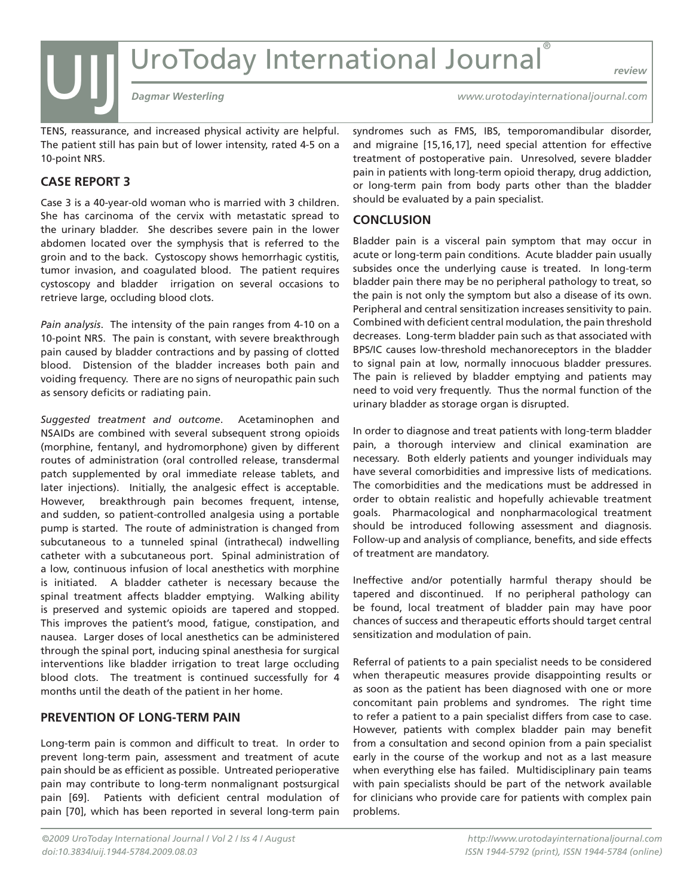TENS, reassurance, and increased physical activity are helpful. The patient still has pain but of lower intensity, rated 4-5 on a 10-point NRS.

## CASE REPORT 3

Case 3 is a 40-year-old woman who is married with 3 children. She has carcinoma of the cervix with metastatic spread to the urinary bladder. She describes severe pain in the lower abdomen located over the symphysis that is referred to the groin and to the back. Cystoscopy shows hemorrhagic cystitis, tumor invasion, and coagulated blood. The patient requires cystoscopy and bladder irrigation on several occasions to retrieve large, occluding blood clots.

*Pain analysis*. The intensity of the pain ranges from 4-10 on a 10-point NRS. The pain is constant, with severe breakthrough pain caused by bladder contractions and by passing of clotted blood. Distension of the bladder increases both pain and voiding frequency. There are no signs of neuropathic pain such as sensory deficits or radiating pain.

*Suggested treatment and outcome*. Acetaminophen and NSAIDs are combined with several subsequent strong opioids (morphine, fentanyl, and hydromorphone) given by different routes of administration (oral controlled release, transdermal patch supplemented by oral immediate release tablets, and later injections). Initially, the analgesic effect is acceptable. However, breakthrough pain becomes frequent, intense, and sudden, so patient-controlled analgesia using a portable pump is started. The route of administration is changed from subcutaneous to a tunneled spinal (intrathecal) indwelling catheter with a subcutaneous port. Spinal administration of a low, continuous infusion of local anesthetics with morphine is initiated. A bladder catheter is necessary because the spinal treatment affects bladder emptying. Walking ability is preserved and systemic opioids are tapered and stopped. This improves the patient's mood, fatigue, constipation, and nausea. Larger doses of local anesthetics can be administered through the spinal port, inducing spinal anesthesia for surgical interventions like bladder irrigation to treat large occluding blood clots. The treatment is continued successfully for 4 months until the death of the patient in her home.

## PREVENTION OF LONG-TERM PAIN

Long-term pain is common and difficult to treat. In order to prevent long-term pain, assessment and treatment of acute pain should be as efficient as possible. Untreated perioperative pain may contribute to long-term nonmalignant postsurgical pain [69]. Patients with deficient central modulation of pain [70], which has been reported in several long-term pain syndromes such as FMS, IBS, temporomandibular disorder, and migraine [15,16,17], need special attention for effective treatment of postoperative pain. Unresolved, severe bladder pain in patients with long-term opioid therapy, drug addiction, or long-term pain from body parts other than the bladder should be evaluated by a pain specialist.

## CONCLUSION

Bladder pain is a visceral pain symptom that may occur in acute or long-term pain conditions. Acute bladder pain usually subsides once the underlying cause is treated. In long-term bladder pain there may be no peripheral pathology to treat, so the pain is not only the symptom but also a disease of its own. Peripheral and central sensitization increases sensitivity to pain. Combined with deficient central modulation, the pain threshold decreases. Long-term bladder pain such as that associated with BPS/IC causes low-threshold mechanoreceptors in the bladder to signal pain at low, normally innocuous bladder pressures. The pain is relieved by bladder emptying and patients may need to void very frequently. Thus the normal function of the urinary bladder as storage organ is disrupted.

In order to diagnose and treat patients with long-term bladder pain, a thorough interview and clinical examination are necessary. Both elderly patients and younger individuals may have several comorbidities and impressive lists of medications. The comorbidities and the medications must be addressed in order to obtain realistic and hopefully achievable treatment goals. Pharmacological and nonpharmacological treatment should be introduced following assessment and diagnosis. Follow-up and analysis of compliance, benefits, and side effects of treatment are mandatory.

Ineffective and/or potentially harmful therapy should be tapered and discontinued. If no peripheral pathology can be found, local treatment of bladder pain may have poor chances of success and therapeutic efforts should target central sensitization and modulation of pain.

Referral of patients to a pain specialist needs to be considered when therapeutic measures provide disappointing results or as soon as the patient has been diagnosed with one or more concomitant pain problems and syndromes. The right time to refer a patient to a pain specialist differs from case to case. However, patients with complex bladder pain may benefit from a consultation and second opinion from a pain specialist early in the course of the workup and not as a last measure when everything else has failed. Multidisciplinary pain teams with pain specialists should be part of the network available for clinicians who provide care for patients with complex pain problems.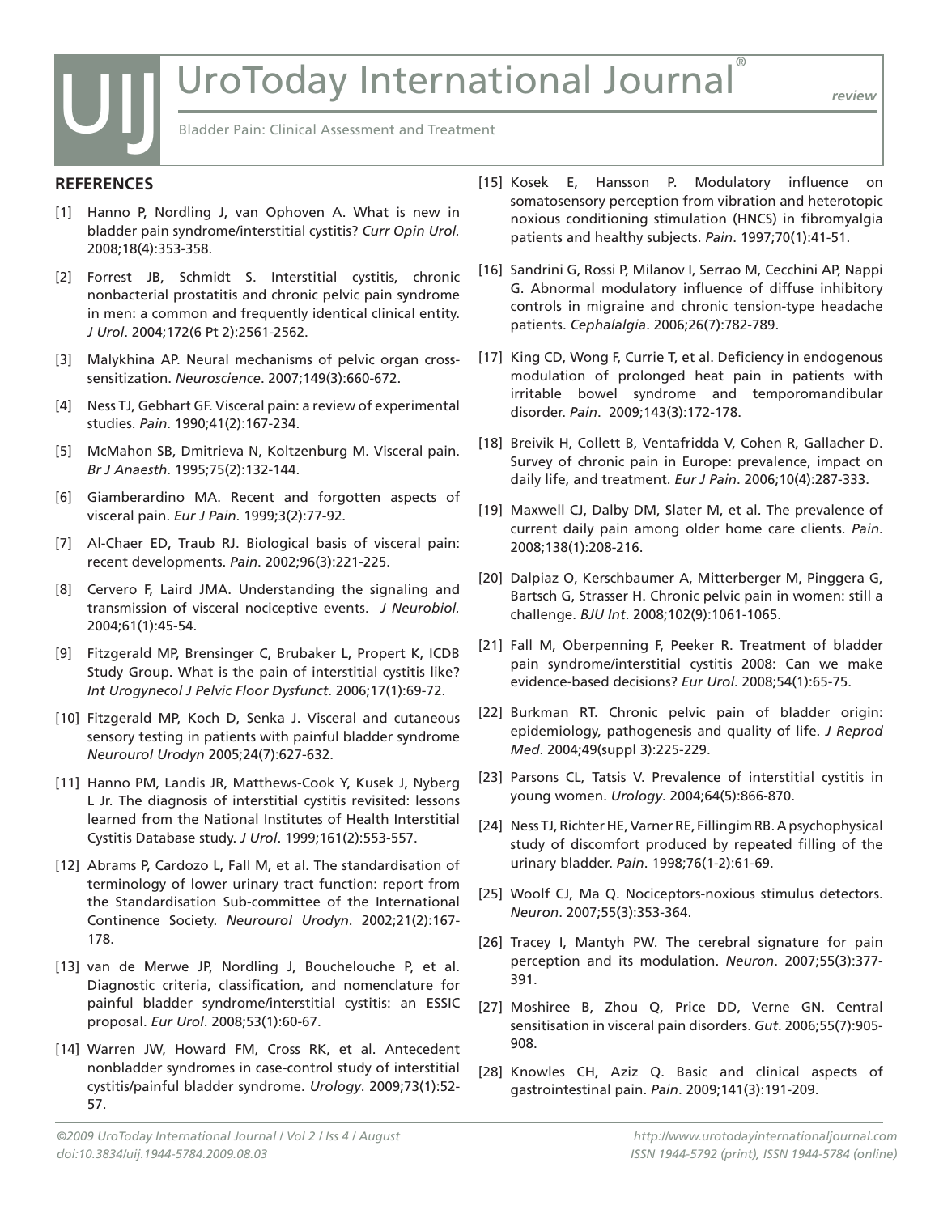## REFERENCES

[1] Hanno P, Nordling J, van Ophoven A. What is new in bladder pain syndrome/interstitial cystitis? *Curr Opin Urol.* 2008;18(4):353-358.

[2] Forrest JB, Schmidt S. Interstitial cystitis, chronic nonbacterial prostatitis and chronic pelvic pain syndrome in men: a common and frequently identical clinical entity. *J Urol*. 2004;172(6 Pt 2):2561-2562.

[3] Malykhina AP. Neural mechanisms of pelvic organ cross-sensitization. *Neuroscience*. 2007;149(3):660-672.

[4] Ness TJ, Gebhart GF. Visceral pain: a review of experimental studies. *Pain*. 1990;41(2):167-234.

[5] McMahon SB, Dmitrieva N, Koltzenburg M. Visceral pain. *Br J Anaesth*. 1995;75(2):132-144.

[6] Giamberardino MA. Recent and forgotten aspects of visceral pain. *Eur J Pain*. 1999;3(2):77-92.

[7] Al-Chaer ED, Traub RJ. Biological basis of visceral pain: recent developments. *Pain*. 2002;96(3):221-225.

[8] Cervero F, Laird JMA. Understanding the signaling and transmission of visceral nociceptive events. *J Neurobiol.* 2004;61(1):45-54.

[9] Fitzgerald MP, Brensinger C, Brubaker L, Propert K, ICDB Study Group. What is the pain of interstitial cystitis like? *Int Urogynecol J Pelvic Floor Dysfunct*. 2006;17(1):69-72.

[10] Fitzgerald MP, Koch D, Senka J. Visceral and cutaneous sensory testing in patients with painful bladder syndrome *Neurourol Urodyn* 2005;24(7):627-632.

[11] Hanno PM, Landis JR, Matthews-Cook Y, Kusek J, Nyberg L Jr. The diagnosis of interstitial cystitis revisited: lessons learned from the National Institutes of Health Interstitial Cystitis Database study. *J Urol*. 1999;161(2):553-557.

[12] Abrams P, Cardozo L, Fall M, et al. The standardisation of terminology of lower urinary tract function: report from the Standardisation Sub-committee of the International Continence Society. *Neurourol Urodyn*. 2002;21(2):167-178.

[13] van de Merwe JP, Nordling J, Bouchelouche P, et al. Diagnostic criteria, classification, and nomenclature for painful bladder syndrome/interstitial cystitis: an ESSIC proposal. *Eur Urol*. 2008;53(1):60-67.

[14] Warren JW, Howard FM, Cross RK, et al. Antecedent nonbladder syndromes in case-control study of interstitial cystitis/painful bladder syndrome. *Urology*. 2009;73(1):52-57.

[15] Kosek E, Hansson P. Modulatory influence on somatosensory perception from vibration and heterotopic noxious conditioning stimulation (HNCS) in fibromyalgia patients and healthy subjects. *Pain*. 1997;70(1):41-51.

[16] Sandrini G, Rossi P, Milanov I, Serrao M, Cecchini AP, Nappi G. Abnormal modulatory influence of diffuse inhibitory controls in migraine and chronic tension-type headache patients. *Cephalalgia*. 2006;26(7):782-789.

[17] King CD, Wong F, Currie T, et al. Deficiency in endogenous modulation of prolonged heat pain in patients with irritable bowel syndrome and temporomandibular disorder. *Pain*. 2009;143(3):172-178.

[18] Breivik H, Collett B, Ventafridda V, Cohen R, Gallacher D. Survey of chronic pain in Europe: prevalence, impact on daily life, and treatment. *Eur J Pain*. 2006;10(4):287-333.

[19] Maxwell CJ, Dalby DM, Slater M, et al. The prevalence of current daily pain among older home care clients. *Pain*. 2008;138(1):208-216.

[20] Dalpiaz O, Kerschbaumer A, Mitterberger M, Pinggera G, Bartsch G, Strasser H. Chronic pelvic pain in women: still a challenge. *BJU Int*. 2008;102(9):1061-1065.

[21] Fall M, Oberpenning F, Peeker R. Treatment of bladder pain syndrome/interstitial cystitis 2008: Can we make evidence-based decisions? *Eur Urol*. 2008;54(1):65-75.

[22] Burkman RT. Chronic pelvic pain of bladder origin: epidemiology, pathogenesis and quality of life. *J Reprod Med*. 2004;49(suppl 3):225-229.

[23] Parsons CL, Tatsis V. Prevalence of interstitial cystitis in young women. *Urology*. 2004;64(5):866-870.

[24] Ness TJ, Richter HE, Varner RE, Fillingim RB. A psychophysical study of discomfort produced by repeated filling of the urinary bladder. *Pain*. 1998;76(1-2):61-69.

[25] Woolf CJ, Ma Q. Nociceptors-noxious stimulus detectors. *Neuron*. 2007;55(3):353-364.

[26] Tracey I, Mantyh PW. The cerebral signature for pain perception and its modulation. *Neuron*. 2007;55(3):377-391.

[27] Moshiree B, Zhou Q, Price DD, Verne GN. Central sensitisation in visceral pain disorders. *Gut*. 2006;55(7):905-908.

[28] Knowles CH, Aziz Q. Basic and clinical aspects of gastrointestinal pain. *Pain*. 2009;141(3):191-209.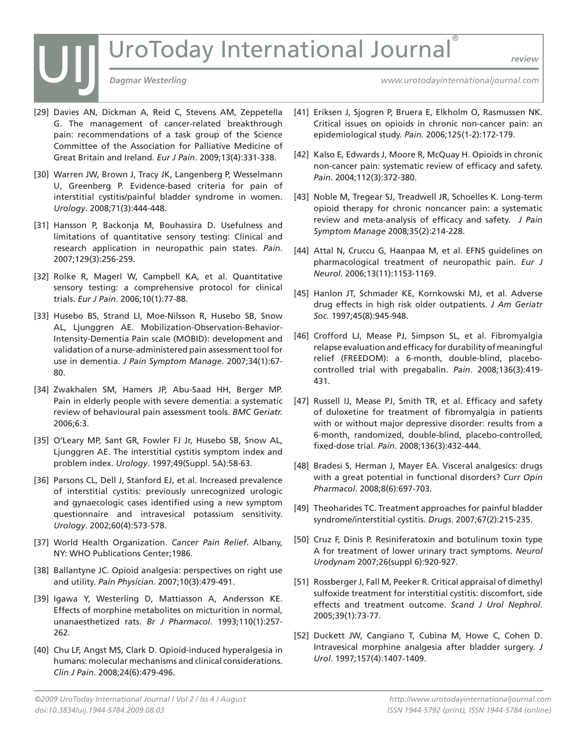[29] Davies AN, Dickman A, Reid C, Stevens AM, Zeppetella G. The management of cancer-related breakthrough pain: recommendations of a task group of the Science Committee of the Association for Palliative Medicine of Great Britain and Ireland. *Eur J Pain*. 2009;13(4):331-338.

[30] Warren JW, Brown J, Tracy JK, Langenberg P, Wesselmann U, Greenberg P. Evidence-based criteria for pain of interstitial cystitis/painful bladder syndrome in women. *Urology*. 2008;71(3):444-448.

[31] Hansson P, Backonja M, Bouhassira D. Usefulness and limitations of quantitative sensory testing: Clinical and research application in neuropathic pain states. *Pain*. 2007;129(3):256-259.

[32] Rolke R, Magerl W, Campbell KA, et al. Quantitative sensory testing: a comprehensive protocol for clinical trials. *Eur J Pain*. 2006;10(1):77-88.

[33] Husebo BS, Strand LI, Moe-Nilsson R, Husebo SB, Snow AL, Ljunggren AE. Mobilization-Observation-Behavior-Intensity-Dementia Pain scale (MOBID): development and validation of a nurse-administered pain assessment tool for use in dementia. *J Pain Symptom Manage*. 2007;34(1):67-80.

[34] Zwakhalen SM, Hamers JP, Abu-Saad HH, Berger MP. Pain in elderly people with severe dementia: a systematic review of behavioural pain assessment tools. *BMC Geriatr.* 2006;6:3.

[35] O'Leary MP, Sant GR, Fowler FJ Jr, Husebo SB, Snow AL, Ljunggren AE. The interstitial cystitis symptom index and problem index. *Urology*. 1997;49(Suppl. 5A):58-63.

[36] Parsons CL, Dell J, Stanford EJ, et al. Increased prevalence of interstitial cystitis: previously unrecognized urologic and gynaecologic cases identified using a new symptom questionnaire and intravesical potassium sensitivity. *Urology*. 2002;60(4):573-578.

[37] World Health Organization. *Cancer Pain Relief*. Albany, NY: WHO Publications Center;1986.

[38] Ballantyne JC. Opioid analgesia: perspectives on right use and utility. *Pain Physician*. 2007;10(3):479-491.

[39] Igawa Y, Westerling D, Mattiasson A, Andersson KE. Effects of morphine metabolites on micturition in normal, unanaesthetized rats. *Br J Pharmacol*. 1993;110(1):257-262.

[40] Chu LF, Angst MS, Clark D. Opioid-induced hyperalgesia in humans: molecular mechanisms and clinical considerations. *Clin J Pain*. 2008;24(6):479-496.

[41] Eriksen J, Sjogren P, Bruera E, Elkholm O, Rasmussen NK. Critical issues on opioids in chronic non-cancer pain: an epidemiological study. *Pain.* 2006;125(1-2):172-179.

[42] Kalso E, Edwards J, Moore R, McQuay H. Opioids in chronic non-cancer pain: systematic review of efficacy and safety. *Pain*. 2004;112(3):372-380.

[43] Noble M, Tregear SJ, Treadwell JR, Schoelles K. Long-term opioid therapy for chronic noncancer pain: a systematic review and meta-analysis of efficacy and safety. *J Pain Symptom Manage* 2008;35(2):214-228.

[44] Attal N, Cruccu G, Haanpaa M, et al. EFNS guidelines on pharmacological treatment of neuropathic pain. *Eur J Neurol*. 2006;13(11):1153-1169.

[45] Hanlon JT, Schmader KE, Kornkowski MJ, et al. Adverse drug effects in high risk older outpatients. *J Am Geriatr Soc.* 1997;45(8):945-948.

[46] Crofford LJ, Mease PJ, Simpson SL, et al. Fibromyalgia relapse evaluation and efficacy for durability of meaningful relief (FREEDOM): a 6-month, double-blind, placebo-controlled trial with pregabalin. *Pain*. 2008;136(3):419-431.

[47] Russell IJ, Mease PJ, Smith TR, et al. Efficacy and safety of duloxetine for treatment of fibromyalgia in patients with or without major depressive disorder: results from a 6-month, randomized, double-blind, placebo-controlled, fixed-dose trial. *Pain*. 2008;136(3):432-444.

[48] Bradesi S, Herman J, Mayer EA. Visceral analgesics: drugs with a great potential in functional disorders? *Curr Opin Pharmacol*. 2008;8(6):697-703.

[49] Theoharides TC. Treatment approaches for painful bladder syndrome/interstitial cystitis. *Drugs*. 2007;67(2):215-235.

[50] Cruz F, Dinis P. Resiniferatoxin and botulinum toxin type A for treatment of lower urinary tract symptoms. *Neurol Urodynam* 2007;26(suppl 6):920-927.

[51] Rossberger J, Fall M, Peeker R. Critical appraisal of dimethyl sulfoxide treatment for interstitial cystitis: discomfort, side effects and treatment outcome. *Scand J Urol Nephrol*. 2005;39(1):73-77.

[52] Duckett JW, Cangiano T, Cubina M, Howe C, Cohen D. Intravesical morphine analgesia after bladder surgery. *J Urol*. 1997;157(4):1407-1409.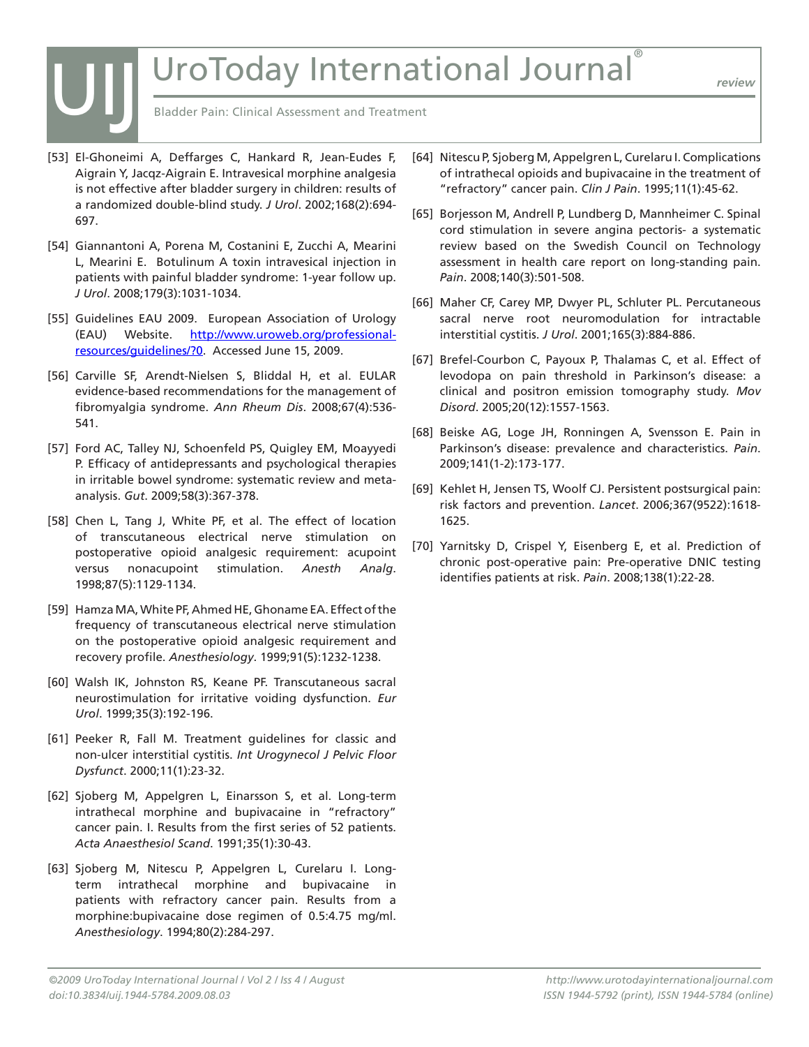[53] El-Ghoneimi A, Deffarges C, Hankard R, Jean-Eudes F, Aigrain Y, Jacqz-Aigrain E. Intravesical morphine analgesia is not effective after bladder surgery in children: results of a randomized double-blind study. *J Urol*. 2002;168(2):694-697.

[54] Giannantoni A, Porena M, Costanini E, Zucchi A, Mearini L, Mearini E. Botulinum A toxin intravesical injection in patients with painful bladder syndrome: 1-year follow up. *J Urol*. 2008;179(3):1031-1034.

[55] Guidelines EAU 2009. European Association of Urology (EAU) Website. http://www.uroweb.org/professional-resources/guidelines/?0. Accessed June 15, 2009.

[56] Carville SF, Arendt-Nielsen S, Bliddal H, et al. EULAR evidence-based recommendations for the management of fibromyalgia syndrome. *Ann Rheum Dis*. 2008;67(4):536-541.

[57] Ford AC, Talley NJ, Schoenfeld PS, Quigley EM, Moayyedi P. Efficacy of antidepressants and psychological therapies in irritable bowel syndrome: systematic review and meta-analysis. *Gut*. 2009;58(3):367-378.

[58] Chen L, Tang J, White PF, et al. The effect of location of transcutaneous electrical nerve stimulation on postoperative opioid analgesic requirement: acupoint versus nonacupoint stimulation. *Anesth Analg*. 1998;87(5):1129-1134.

[59] Hamza MA, White PF, Ahmed HE, Ghoname EA. Effect of the frequency of transcutaneous electrical nerve stimulation on the postoperative opioid analgesic requirement and recovery profile. *Anesthesiology*. 1999;91(5):1232-1238.

[60] Walsh IK, Johnston RS, Keane PF. Transcutaneous sacral neurostimulation for irritative voiding dysfunction. *Eur Urol*. 1999;35(3):192-196.

[61] Peeker R, Fall M. Treatment guidelines for classic and non-ulcer interstitial cystitis. *Int Urogynecol J Pelvic Floor Dysfunct*. 2000;11(1):23-32.

[62] Sjoberg M, Appelgren L, Einarsson S, et al. Long-term intrathecal morphine and bupivacaine in "refractory" cancer pain. I. Results from the first series of 52 patients. *Acta Anaesthesiol Scand*. 1991;35(1):30-43.

[63] Sjoberg M, Nitescu P, Appelgren L, Curelaru I. Long-term intrathecal morphine and bupivacaine in patients with refractory cancer pain. Results from a morphine:bupivacaine dose regimen of 0.5:4.75 mg/ml. *Anesthesiology*. 1994;80(2):284-297.

[64] Nitescu P, Sjoberg M, Appelgren L, Curelaru I. Complications of intrathecal opioids and bupivacaine in the treatment of "refractory" cancer pain. *Clin J Pain*. 1995;11(1):45-62.

[65] Borjesson M, Andrell P, Lundberg D, Mannheimer C. Spinal cord stimulation in severe angina pectoris- a systematic review based on the Swedish Council on Technology assessment in health care report on long-standing pain. *Pain*. 2008;140(3):501-508.

[66] Maher CF, Carey MP, Dwyer PL, Schluter PL. Percutaneous sacral nerve root neuromodulation for intractable interstitial cystitis. *J Urol*. 2001;165(3):884-886.

[67] Brefel-Courbon C, Payoux P, Thalamas C, et al. Effect of levodopa on pain threshold in Parkinson's disease: a clinical and positron emission tomography study. *Mov Disord*. 2005;20(12):1557-1563.

[68] Beiske AG, Loge JH, Ronningen A, Svensson E. Pain in Parkinson's disease: prevalence and characteristics. *Pain*. 2009;141(1-2):173-177.

[69] Kehlet H, Jensen TS, Woolf CJ. Persistent postsurgical pain: risk factors and prevention. *Lancet*. 2006;367(9522):1618-1625.

[70] Yarnitsky D, Crispel Y, Eisenberg E, et al. Prediction of chronic post-operative pain: Pre-operative DNIC testing identifies patients at risk. *Pain*. 2008;138(1):22-28.